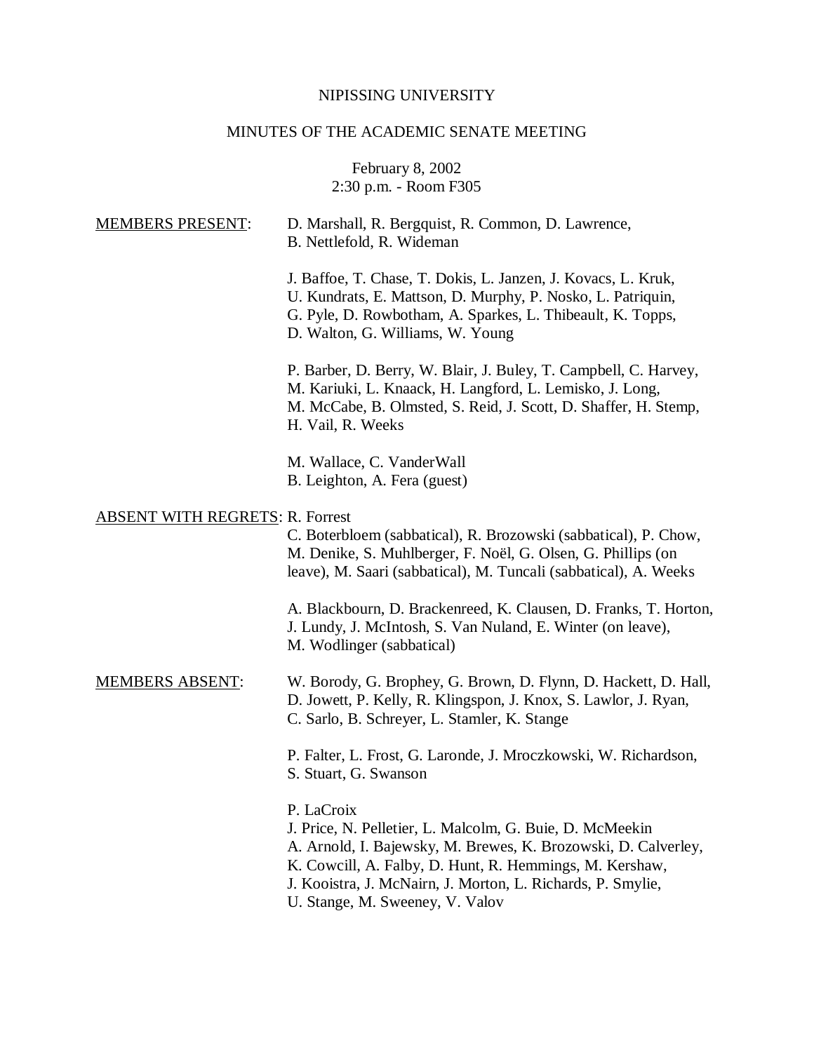NIPISSING UNIVERSITY

MINUTES OF THE ACADEMIC SENATE MEETING

February 8, 2002
2:30 p.m. - Room F305

MEMBERS PRESENT: D. Marshall, R. Bergquist, R. Common, D. Lawrence, B. Nettlefold, R. Wideman

J. Baffoe, T. Chase, T. Dokis, L. Janzen, J. Kovacs, L. Kruk, U. Kundrats, E. Mattson, D. Murphy, P. Nosko, L. Patriquin, G. Pyle, D. Rowbotham, A. Sparkes, L. Thibeault, K. Topps, D. Walton, G. Williams, W. Young

P. Barber, D. Berry, W. Blair, J. Buley, T. Campbell, C. Harvey, M. Kariuki, L. Knaack, H. Langford, L. Lemisko, J. Long, M. McCabe, B. Olmsted, S. Reid, J. Scott, D. Shaffer, H. Stemp, H. Vail, R. Weeks

M. Wallace, C. VanderWall
B. Leighton, A. Fera (guest)

ABSENT WITH REGRETS: R. Forrest
C. Boterbloem (sabbatical), R. Brozowski (sabbatical), P. Chow, M. Denike, S. Muhlberger, F. Noël, G. Olsen, G. Phillips (on leave), M. Saari (sabbatical), M. Tuncali (sabbatical), A. Weeks

A. Blackbourn, D. Brackenreed, K. Clausen, D. Franks, T. Horton, J. Lundy, J. McIntosh, S. Van Nuland, E. Winter (on leave), M. Wodlinger (sabbatical)

MEMBERS ABSENT: W. Borody, G. Brophey, G. Brown, D. Flynn, D. Hackett, D. Hall, D. Jowett, P. Kelly, R. Klingspon, J. Knox, S. Lawlor, J. Ryan, C. Sarlo, B. Schreyer, L. Stamler, K. Stange

P. Falter, L. Frost, G. Laronde, J. Mroczkowski, W. Richardson, S. Stuart, G. Swanson

P. LaCroix
J. Price, N. Pelletier, L. Malcolm, G. Buie, D. McMeekin
A. Arnold, I. Bajewsky, M. Brewes, K. Brozowski, D. Calverley, K. Cowcill, A. Falby, D. Hunt, R. Hemmings, M. Kershaw, J. Kooistra, J. McNairn, J. Morton, L. Richards, P. Smylie, U. Stange, M. Sweeney, V. Valov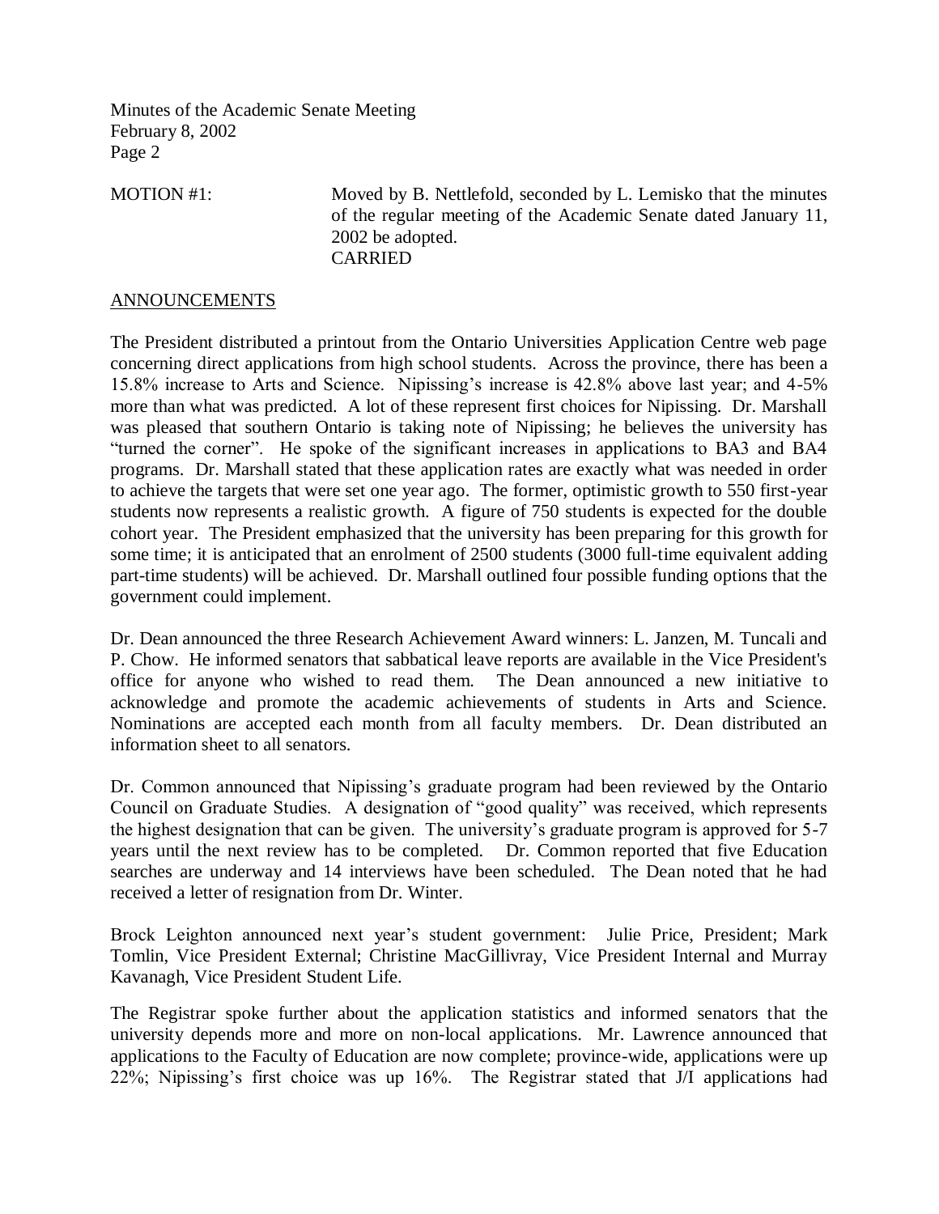MOTION #1: Moved by B. Nettlefold, seconded by L. Lemisko that the minutes of the regular meeting of the Academic Senate dated January 11, 2002 be adopted.
CARRIED

## ANNOUNCEMENTS

The President distributed a printout from the Ontario Universities Application Centre web page concerning direct applications from high school students. Across the province, there has been a 15.8% increase to Arts and Science. Nipissing's increase is 42.8% above last year; and 4-5% more than what was predicted. A lot of these represent first choices for Nipissing. Dr. Marshall was pleased that southern Ontario is taking note of Nipissing; he believes the university has "turned the corner". He spoke of the significant increases in applications to BA3 and BA4 programs. Dr. Marshall stated that these application rates are exactly what was needed in order to achieve the targets that were set one year ago. The former, optimistic growth to 550 first-year students now represents a realistic growth. A figure of 750 students is expected for the double cohort year. The President emphasized that the university has been preparing for this growth for some time; it is anticipated that an enrolment of 2500 students (3000 full-time equivalent adding part-time students) will be achieved. Dr. Marshall outlined four possible funding options that the government could implement.

Dr. Dean announced the three Research Achievement Award winners: L. Janzen, M. Tuncali and P. Chow. He informed senators that sabbatical leave reports are available in the Vice President's office for anyone who wished to read them. The Dean announced a new initiative to acknowledge and promote the academic achievements of students in Arts and Science. Nominations are accepted each month from all faculty members. Dr. Dean distributed an information sheet to all senators.

Dr. Common announced that Nipissing's graduate program had been reviewed by the Ontario Council on Graduate Studies. A designation of "good quality" was received, which represents the highest designation that can be given. The university's graduate program is approved for 5-7 years until the next review has to be completed. Dr. Common reported that five Education searches are underway and 14 interviews have been scheduled. The Dean noted that he had received a letter of resignation from Dr. Winter.

Brock Leighton announced next year's student government: Julie Price, President; Mark Tomlin, Vice President External; Christine MacGillivray, Vice President Internal and Murray Kavanagh, Vice President Student Life.

The Registrar spoke further about the application statistics and informed senators that the university depends more and more on non-local applications. Mr. Lawrence announced that applications to the Faculty of Education are now complete; province-wide, applications were up 22%; Nipissing's first choice was up 16%. The Registrar stated that J/I applications had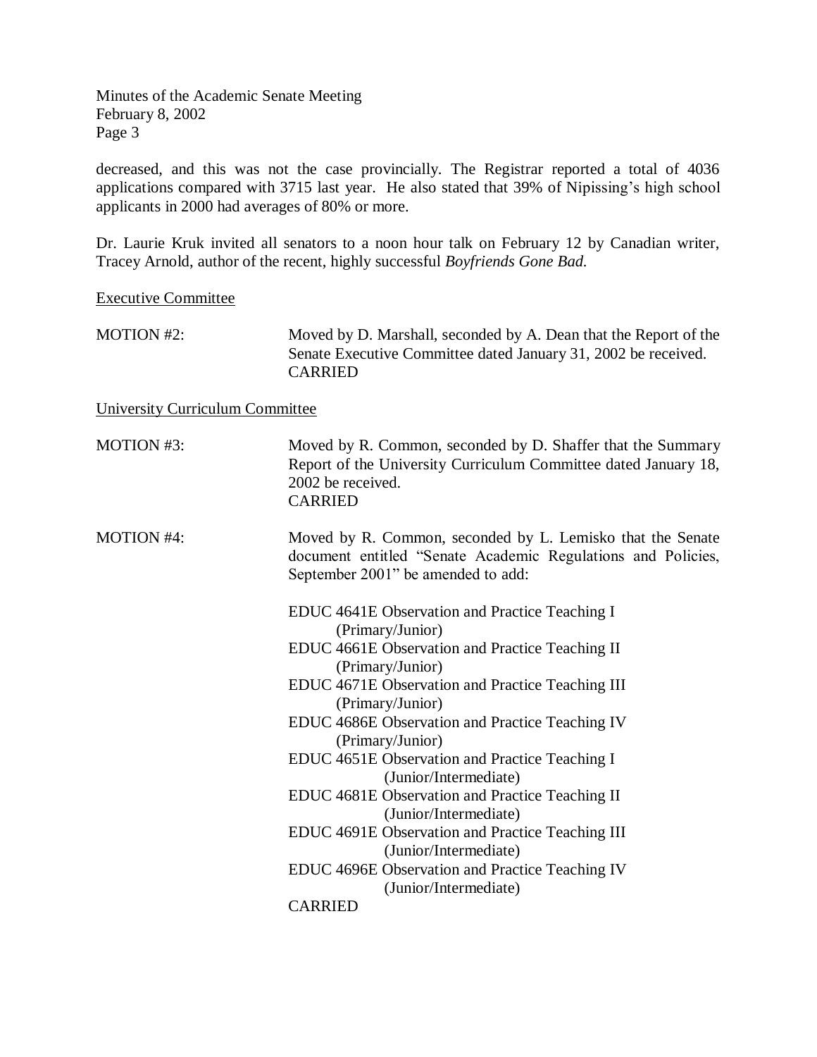decreased, and this was not the case provincially. The Registrar reported a total of 4036 applications compared with 3715 last year. He also stated that 39% of Nipissing's high school applicants in 2000 had averages of 80% or more.

Dr. Laurie Kruk invited all senators to a noon hour talk on February 12 by Canadian writer, Tracey Arnold, author of the recent, highly successful *Boyfriends Gone Bad.*

<u>Executive Committee</u>

MOTION #2: Moved by D. Marshall, seconded by A. Dean that the Report of the Senate Executive Committee dated January 31, 2002 be received.
CARRIED

<u>University Curriculum Committee</u>

MOTION #3: Moved by R. Common, seconded by D. Shaffer that the Summary Report of the University Curriculum Committee dated January 18, 2002 be received.
CARRIED

MOTION #4: Moved by R. Common, seconded by L. Lemisko that the Senate document entitled "Senate Academic Regulations and Policies, September 2001" be amended to add:

EDUC 4641E Observation and Practice Teaching I (Primary/Junior)
EDUC 4661E Observation and Practice Teaching II (Primary/Junior)
EDUC 4671E Observation and Practice Teaching III (Primary/Junior)
EDUC 4686E Observation and Practice Teaching IV (Primary/Junior)
EDUC 4651E Observation and Practice Teaching I (Junior/Intermediate)
EDUC 4681E Observation and Practice Teaching II (Junior/Intermediate)
EDUC 4691E Observation and Practice Teaching III (Junior/Intermediate)
EDUC 4696E Observation and Practice Teaching IV (Junior/Intermediate)

CARRIED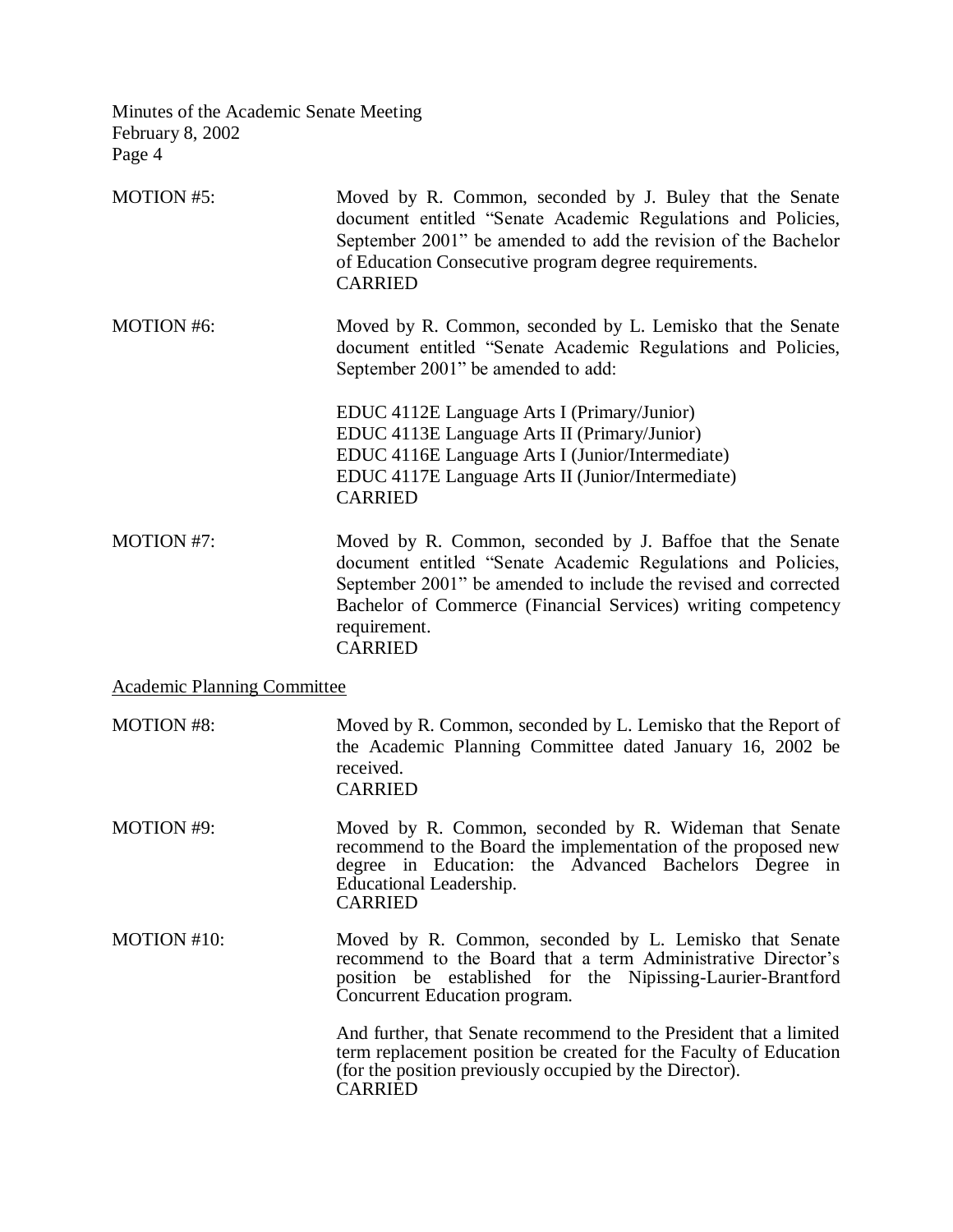MOTION #5: Moved by R. Common, seconded by J. Buley that the Senate document entitled "Senate Academic Regulations and Policies, September 2001" be amended to add the revision of the Bachelor of Education Consecutive program degree requirements.
CARRIED

MOTION #6: Moved by R. Common, seconded by L. Lemisko that the Senate document entitled "Senate Academic Regulations and Policies, September 2001" be amended to add:

EDUC 4112E Language Arts I (Primary/Junior)
EDUC 4113E Language Arts II (Primary/Junior)
EDUC 4116E Language Arts I (Junior/Intermediate)
EDUC 4117E Language Arts II (Junior/Intermediate)
CARRIED

MOTION #7: Moved by R. Common, seconded by J. Baffoe that the Senate document entitled "Senate Academic Regulations and Policies, September 2001" be amended to include the revised and corrected Bachelor of Commerce (Financial Services) writing competency requirement.
CARRIED

<u>Academic Planning Committee</u>

MOTION #8: Moved by R. Common, seconded by L. Lemisko that the Report of the Academic Planning Committee dated January 16, 2002 be received.
CARRIED

MOTION #9: Moved by R. Common, seconded by R. Wideman that Senate recommend to the Board the implementation of the proposed new degree in Education: the Advanced Bachelors Degree in Educational Leadership.
CARRIED

MOTION #10: Moved by R. Common, seconded by L. Lemisko that Senate recommend to the Board that a term Administrative Director's position be established for the Nipissing-Laurier-Brantford Concurrent Education program.

And further, that Senate recommend to the President that a limited term replacement position be created for the Faculty of Education (for the position previously occupied by the Director).
CARRIED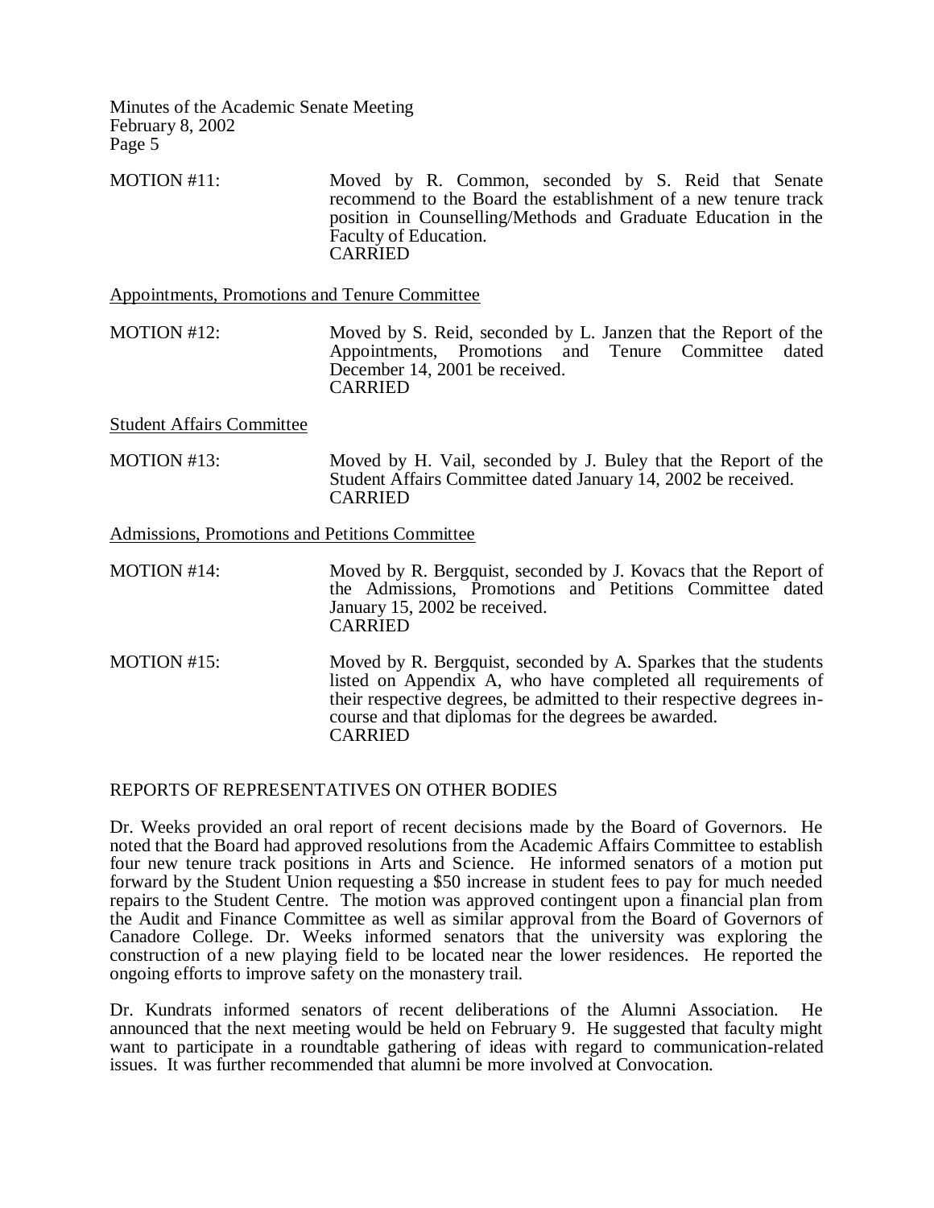MOTION #11: Moved by R. Common, seconded by S. Reid that Senate recommend to the Board the establishment of a new tenure track position in Counselling/Methods and Graduate Education in the Faculty of Education.
CARRIED

Appointments, Promotions and Tenure Committee

MOTION #12: Moved by S. Reid, seconded by L. Janzen that the Report of the Appointments, Promotions and Tenure Committee dated December 14, 2001 be received.
CARRIED

Student Affairs Committee

MOTION #13: Moved by H. Vail, seconded by J. Buley that the Report of the Student Affairs Committee dated January 14, 2002 be received.
CARRIED

Admissions, Promotions and Petitions Committee

MOTION #14: Moved by R. Bergquist, seconded by J. Kovacs that the Report of the Admissions, Promotions and Petitions Committee dated January 15, 2002 be received.
CARRIED

MOTION #15: Moved by R. Bergquist, seconded by A. Sparkes that the students listed on Appendix A, who have completed all requirements of their respective degrees, be admitted to their respective degrees in-course and that diplomas for the degrees be awarded.
CARRIED

## REPORTS OF REPRESENTATIVES ON OTHER BODIES

Dr. Weeks provided an oral report of recent decisions made by the Board of Governors. He noted that the Board had approved resolutions from the Academic Affairs Committee to establish four new tenure track positions in Arts and Science. He informed senators of a motion put forward by the Student Union requesting a $50 increase in student fees to pay for much needed repairs to the Student Centre. The motion was approved contingent upon a financial plan from the Audit and Finance Committee as well as similar approval from the Board of Governors of Canadore College. Dr. Weeks informed senators that the university was exploring the construction of a new playing field to be located near the lower residences. He reported the ongoing efforts to improve safety on the monastery trail.

Dr. Kundrats informed senators of recent deliberations of the Alumni Association. He announced that the next meeting would be held on February 9. He suggested that faculty might want to participate in a roundtable gathering of ideas with regard to communication-related issues. It was further recommended that alumni be more involved at Convocation.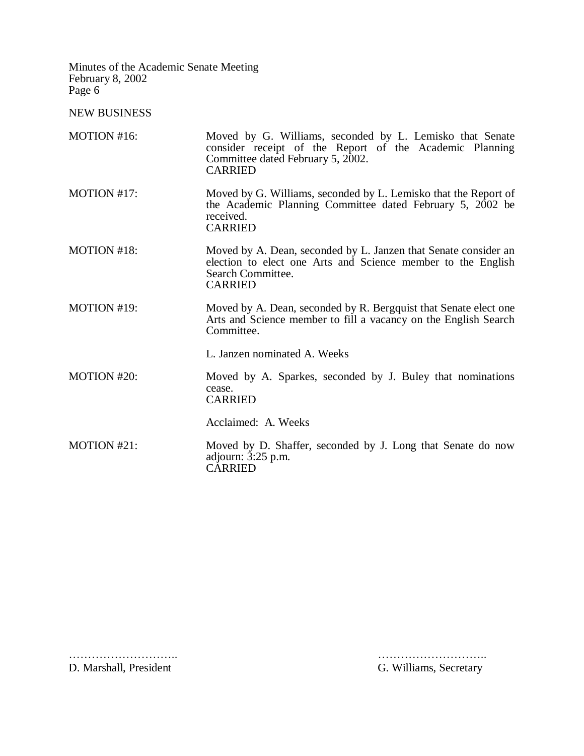NEW BUSINESS

MOTION #16: Moved by G. Williams, seconded by L. Lemisko that Senate consider receipt of the Report of the Academic Planning Committee dated February 5, 2002.
CARRIED

MOTION #17: Moved by G. Williams, seconded by L. Lemisko that the Report of the Academic Planning Committee dated February 5, 2002 be received.
CARRIED

MOTION #18: Moved by A. Dean, seconded by L. Janzen that Senate consider an election to elect one Arts and Science member to the English Search Committee.
CARRIED

MOTION #19: Moved by A. Dean, seconded by R. Bergquist that Senate elect one Arts and Science member to fill a vacancy on the English Search Committee.

L. Janzen nominated A. Weeks

MOTION #20: Moved by A. Sparkes, seconded by J. Buley that nominations cease.
CARRIED

Acclaimed: A. Weeks

MOTION #21: Moved by D. Shaffer, seconded by J. Long that Senate do now adjourn: 3:25 p.m.
CARRIED

……………………….. 
D. Marshall, President

……………………….. 
G. Williams, Secretary